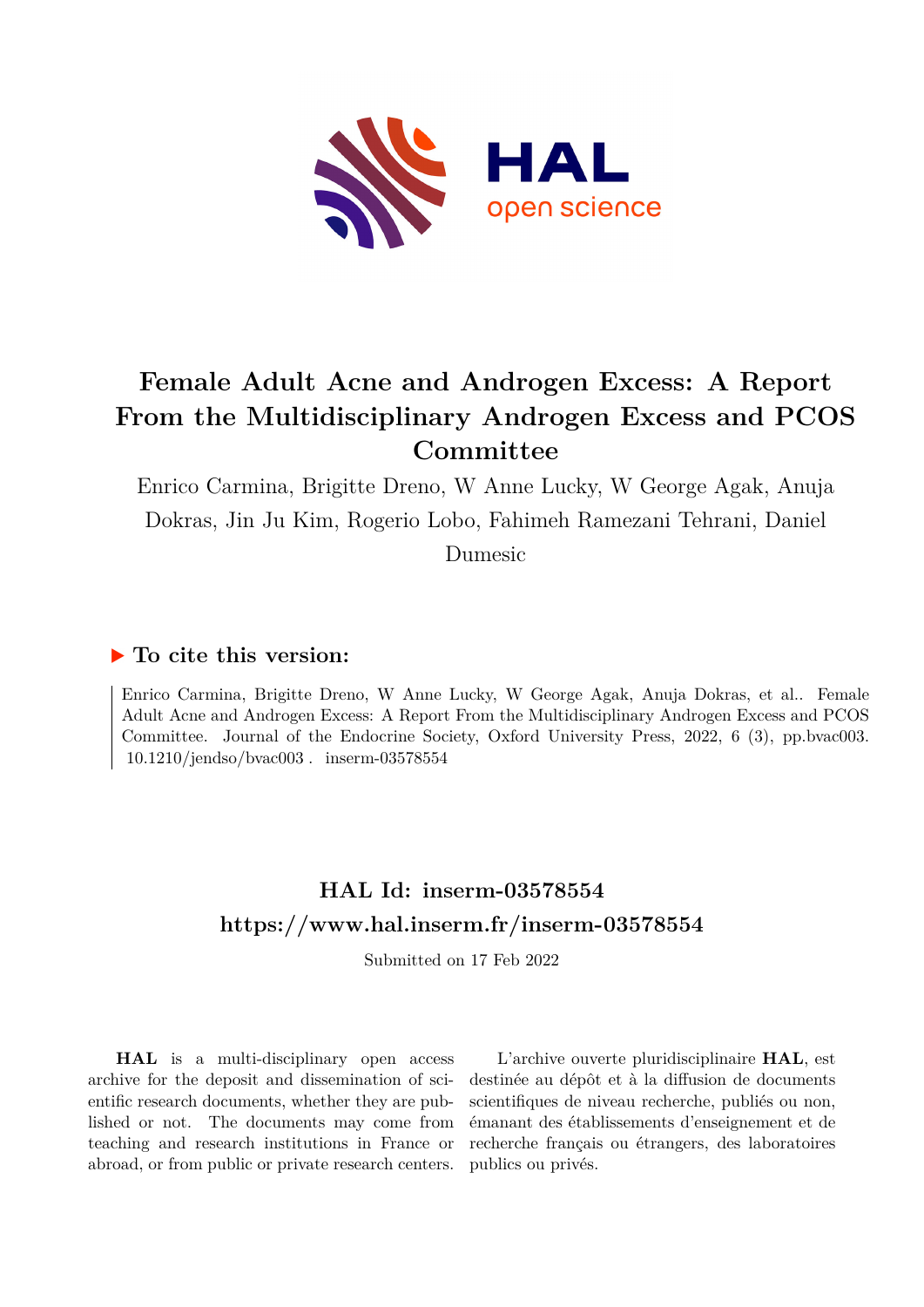# Female Adult Acne and Androgen Excess: A Report From the Multidisciplinary Androgen Excess and PCOS Committee

Enrico Carmina, Brigitte Dreno, W Anne Lucky, W George Agak, Anuja Dokras, Jin Ju Kim, Rogerio Lobo, Fahimeh Ramezani Tehrani, Daniel Dumesic

## ▶ To cite this version:

Enrico Carmina, Brigitte Dreno, W Anne Lucky, W George Agak, Anuja Dokras, et al.. Female Adult Acne and Androgen Excess: A Report From the Multidisciplinary Androgen Excess and PCOS Committee. Journal of the Endocrine Society, Oxford University Press, 2022, 6 (3), pp.bvac003. 10.1210/jendso/bvac003 . inserm-03578554

## HAL Id: inserm-03578554

## https://www.hal.inserm.fr/inserm-03578554

Submitted on 17 Feb 2022

**HAL** is a multi-disciplinary open access archive for the deposit and dissemination of scientific research documents, whether they are published or not. The documents may come from teaching and research institutions in France or abroad, or from public or private research centers.

L'archive ouverte pluridisciplinaire **HAL**, est destinée au dépôt et à la diffusion de documents scientifiques de niveau recherche, publiés ou non, émanant des établissements d'enseignement et de recherche français ou étrangers, des laboratoires publics ou privés.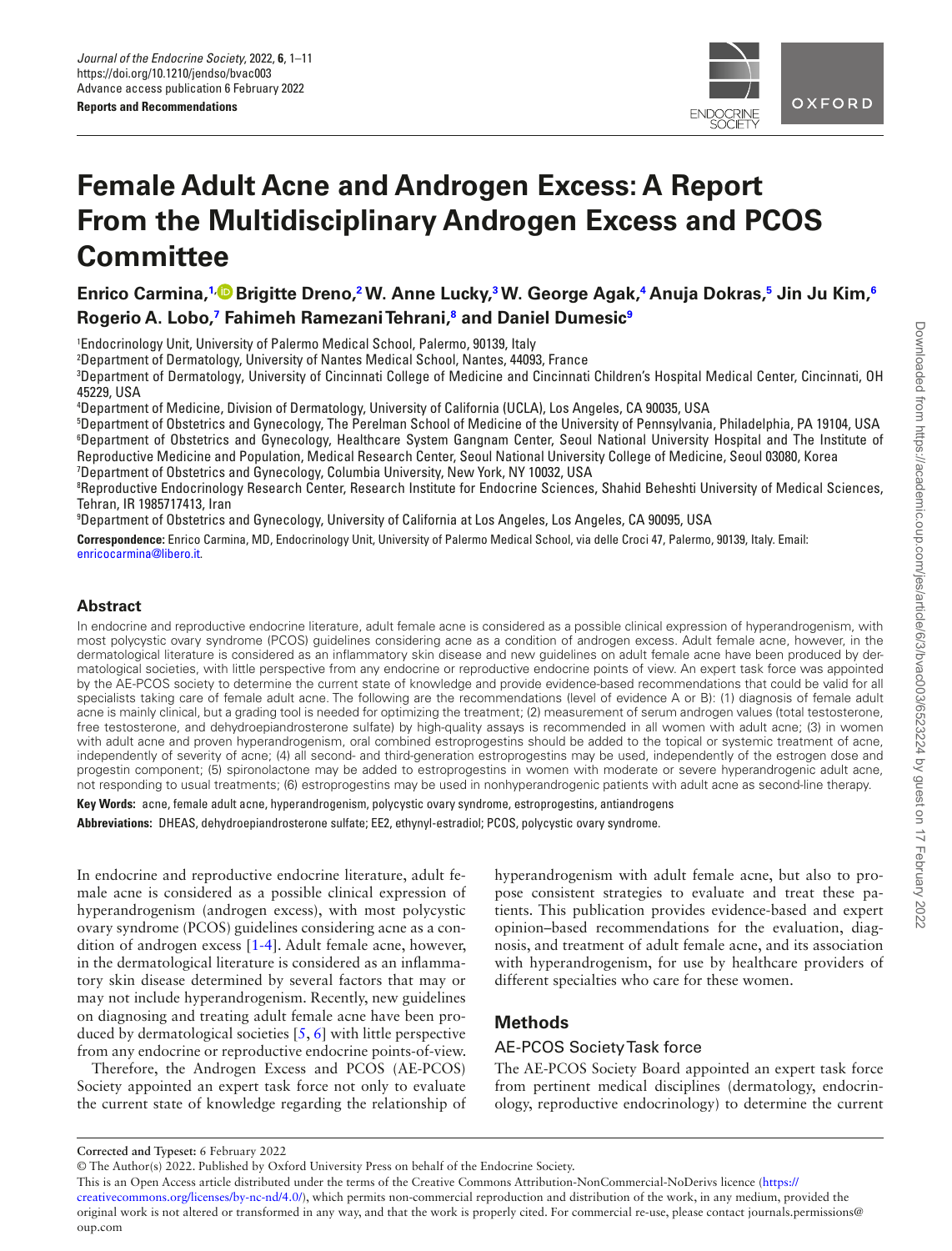# Female Adult Acne and Androgen Excess: A Report From the Multidisciplinary Androgen Excess and PCOS Committee

**Enrico Carmina,[1] Brigitte Dreno,[2] W. Anne Lucky,[3] W. George Agak,[4] Anuja Dokras,[5] Jin Ju Kim,[6] Rogerio A. Lobo,[7] Fahimeh Ramezani Tehrani,[8] and Daniel Dumesic[9]**

[1]Endocrinology Unit, University of Palermo Medical School, Palermo, 90139, Italy
[2]Department of Dermatology, University of Nantes Medical School, Nantes, 44093, France
[3]Department of Dermatology, University of Cincinnati College of Medicine and Cincinnati Children's Hospital Medical Center, Cincinnati, OH 45229, USA
[4]Department of Medicine, Division of Dermatology, University of California (UCLA), Los Angeles, CA 90035, USA
[5]Department of Obstetrics and Gynecology, The Perelman School of Medicine of the University of Pennsylvania, Philadelphia, PA 19104, USA
[6]Department of Obstetrics and Gynecology, Healthcare System Gangnam Center, Seoul National University Hospital and The Institute of Reproductive Medicine and Population, Medical Research Center, Seoul National University College of Medicine, Seoul 03080, Korea
[7]Department of Obstetrics and Gynecology, Columbia University, New York, NY 10032, USA
[8]Reproductive Endocrinology Research Center, Research Institute for Endocrine Sciences, Shahid Beheshti University of Medical Sciences, Tehran, IR 1985717413, Iran
[9]Department of Obstetrics and Gynecology, University of California at Los Angeles, Los Angeles, CA 90095, USA

**Correspondence:** Enrico Carmina, MD, Endocrinology Unit, University of Palermo Medical School, via delle Croci 47, Palermo, 90139, Italy. Email: enricocarmina@libero.it.

## Abstract

In endocrine and reproductive endocrine literature, adult female acne is considered as a possible clinical expression of hyperandrogenism, with most polycystic ovary syndrome (PCOS) guidelines considering acne as a condition of androgen excess. Adult female acne, however, in the dermatological literature is considered as an inflammatory skin disease and new guidelines on adult female acne have been produced by dermatological societies, with little perspective from any endocrine or reproductive endocrine points of view. An expert task force was appointed by the AE-PCOS society to determine the current state of knowledge and provide evidence-based recommendations that could be valid for all specialists taking care of female adult acne. The following are the recommendations (level of evidence A or B): (1) diagnosis of female adult acne is mainly clinical, but a grading tool is needed for optimizing the treatment; (2) measurement of serum androgen values (total testosterone, free testosterone, and dehydroepiandrosterone sulfate) by high-quality assays is recommended in all women with adult acne; (3) in women with adult acne and proven hyperandrogenism, oral combined estroprogestins should be added to the topical or systemic treatment of acne, independently of severity of acne; (4) all second- and third-generation estroprogestins may be used, independently of the estrogen dose and progestin component; (5) spironolactone may be added to estroprogestins in women with moderate or severe hyperandrogenic adult acne, not responding to usual treatments; (6) estroprogestins may be used in nonhyperandrogenic patients with adult acne as second-line therapy.

**Key Words:** acne, female adult acne, hyperandrogenism, polycystic ovary syndrome, estroprogestins, antiandrogens

**Abbreviations:** DHEAS, dehydroepiandrosterone sulfate; EE2, ethynyl-estradiol; PCOS, polycystic ovary syndrome.

In endocrine and reproductive endocrine literature, adult female acne is considered as a possible clinical expression of hyperandrogenism (androgen excess), with most polycystic ovary syndrome (PCOS) guidelines considering acne as a condition of androgen excess [1-4]. Adult female acne, however, in the dermatological literature is considered as an inflammatory skin disease determined by several factors that may or may not include hyperandrogenism. Recently, new guidelines on diagnosing and treating adult female acne have been produced by dermatological societies [5, 6] with little perspective from any endocrine or reproductive endocrine points-of-view.

Therefore, the Androgen Excess and PCOS (AE-PCOS) Society appointed an expert task force not only to evaluate the current state of knowledge regarding the relationship of hyperandrogenism with adult female acne, but also to propose consistent strategies to evaluate and treat these patients. This publication provides evidence-based and expert opinion–based recommendations for the evaluation, diagnosis, and treatment of adult female acne, and its association with hyperandrogenism, for use by healthcare providers of different specialties who care for these women.

## Methods

### AE-PCOS Society Task force

The AE-PCOS Society Board appointed an expert task force from pertinent medical disciplines (dermatology, endocrinology, reproductive endocrinology) to determine the current

**Corrected and Typeset:** 6 February 2022

© The Author(s) 2022. Published by Oxford University Press on behalf of the Endocrine Society.

This is an Open Access article distributed under the terms of the Creative Commons Attribution-NonCommercial-NoDerivs licence (https://creativecommons.org/licenses/by-nc-nd/4.0/), which permits non-commercial reproduction and distribution of the work, in any medium, provided the original work is not altered or transformed in any way, and that the work is properly cited. For commercial re-use, please contact journals.permissions@oup.com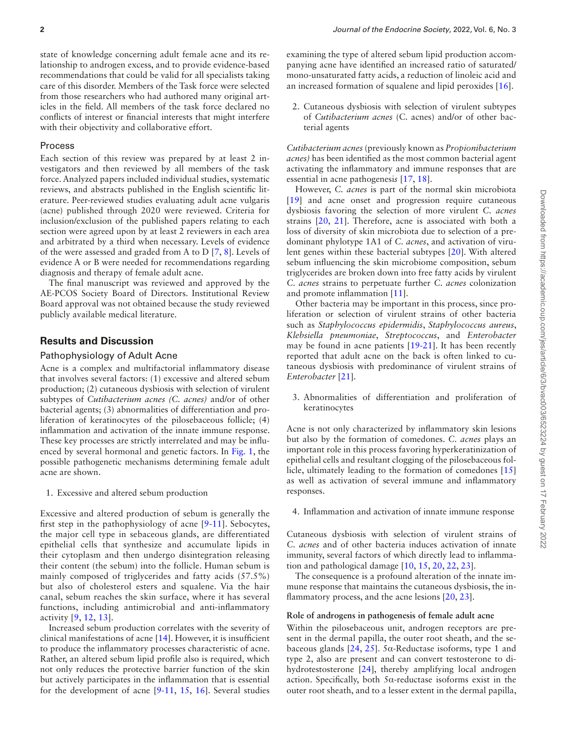state of knowledge concerning adult female acne and its relationship to androgen excess, and to provide evidence-based recommendations that could be valid for all specialists taking care of this disorder. Members of the Task force were selected from those researchers who had authored many original articles in the field. All members of the task force declared no conflicts of interest or financial interests that might interfere with their objectivity and collaborative effort.

### Process

Each section of this review was prepared by at least 2 investigators and then reviewed by all members of the task force. Analyzed papers included individual studies, systematic reviews, and abstracts published in the English scientific literature. Peer-reviewed studies evaluating adult acne vulgaris (acne) published through 2020 were reviewed. Criteria for inclusion/exclusion of the published papers relating to each section were agreed upon by at least 2 reviewers in each area and arbitrated by a third when necessary. Levels of evidence of the were assessed and graded from A to D [7, 8]. Levels of evidence A or B were needed for recommendations regarding diagnosis and therapy of female adult acne.

The final manuscript was reviewed and approved by the AE-PCOS Society Board of Directors. Institutional Review Board approval was not obtained because the study reviewed publicly available medical literature.

## Results and Discussion

### Pathophysiology of Adult Acne

Acne is a complex and multifactorial inflammatory disease that involves several factors: (1) excessive and altered sebum production; (2) cutaneous dysbiosis with selection of virulent subtypes of *Cutibacterium acnes (C. acnes)* and/or of other bacterial agents; (3) abnormalities of differentiation and proliferation of keratinocytes of the pilosebaceous follicle; (4) inflammation and activation of the innate immune response. These key processes are strictly interrelated and may be influenced by several hormonal and genetic factors. In Fig. 1, the possible pathogenetic mechanisms determining female adult acne are shown.

1. Excessive and altered sebum production

Excessive and altered production of sebum is generally the first step in the pathophysiology of acne [9-11]. Sebocytes, the major cell type in sebaceous glands, are differentiated epithelial cells that synthesize and accumulate lipids in their cytoplasm and then undergo disintegration releasing their content (the sebum) into the follicle. Human sebum is mainly composed of triglycerides and fatty acids (57.5%) but also of cholesterol esters and squalene. Via the hair canal, sebum reaches the skin surface, where it has several functions, including antimicrobial and anti-inflammatory activity [9, 12, 13].

Increased sebum production correlates with the severity of clinical manifestations of acne [14]. However, it is insufficient to produce the inflammatory processes characteristic of acne. Rather, an altered sebum lipid profile also is required, which not only reduces the protective barrier function of the skin but actively participates in the inflammation that is essential for the development of acne [9-11, 15, 16]. Several studies examining the type of altered sebum lipid production accompanying acne have identified an increased ratio of saturated/mono-unsaturated fatty acids, a reduction of linoleic acid and an increased formation of squalene and lipid peroxides [16].

2. Cutaneous dysbiosis with selection of virulent subtypes of *Cutibacterium acnes* (C. acnes) and/or of other bacterial agents

*Cutibacterium acnes* (previously known as *Propionibacterium acnes)* has been identified as the most common bacterial agent activating the inflammatory and immune responses that are essential in acne pathogenesis [17, 18].

However, *C. acnes* is part of the normal skin microbiota [19] and acne onset and progression require cutaneous dysbiosis favoring the selection of more virulent *C. acnes* strains [20, 21]. Therefore, acne is associated with both a loss of diversity of skin microbiota due to selection of a predominant phylotype 1A1 of *C. acnes*, and activation of virulent genes within these bacterial subtypes [20]. With altered sebum influencing the skin microbiome composition, sebum triglycerides are broken down into free fatty acids by virulent *C. acnes* strains to perpetuate further *C. acnes* colonization and promote inflammation [11].

Other bacteria may be important in this process, since proliferation or selection of virulent strains of other bacteria such as *Staphylococcus epidermidis*, *Staphylococcus aureus*, *Klebsiella pneumoniae*, *Streptococcus*, and *Enterobacter* may be found in acne patients [19-21]. It has been recently reported that adult acne on the back is often linked to cutaneous dysbiosis with predominance of virulent strains of *Enterobacter* [21].

3. Abnormalities of differentiation and proliferation of keratinocytes

Acne is not only characterized by inflammatory skin lesions but also by the formation of comedones. *C. acnes* plays an important role in this process favoring hyperkeratinization of epithelial cells and resultant clogging of the pilosebaceous follicle, ultimately leading to the formation of comedones [15] as well as activation of several immune and inflammatory responses.

4. Inflammation and activation of innate immune response

Cutaneous dysbiosis with selection of virulent strains of *C. acnes* and of other bacteria induces activation of innate immunity, several factors of which directly lead to inflammation and pathological damage [10, 15, 20, 22, 23].

The consequence is a profound alteration of the innate immune response that maintains the cutaneous dysbiosis, the inflammatory process, and the acne lesions [20, 23].

#### Role of androgens in pathogenesis of female adult acne

Within the pilosebaceous unit, androgen receptors are present in the dermal papilla, the outer root sheath, and the sebaceous glands [24, 25]. 5α-Reductase isoforms, type 1 and type 2, also are present and can convert testosterone to dihydrotestosterone [24], thereby amplifying local androgen action. Specifically, both 5α-reductase isoforms exist in the outer root sheath, and to a lesser extent in the dermal papilla,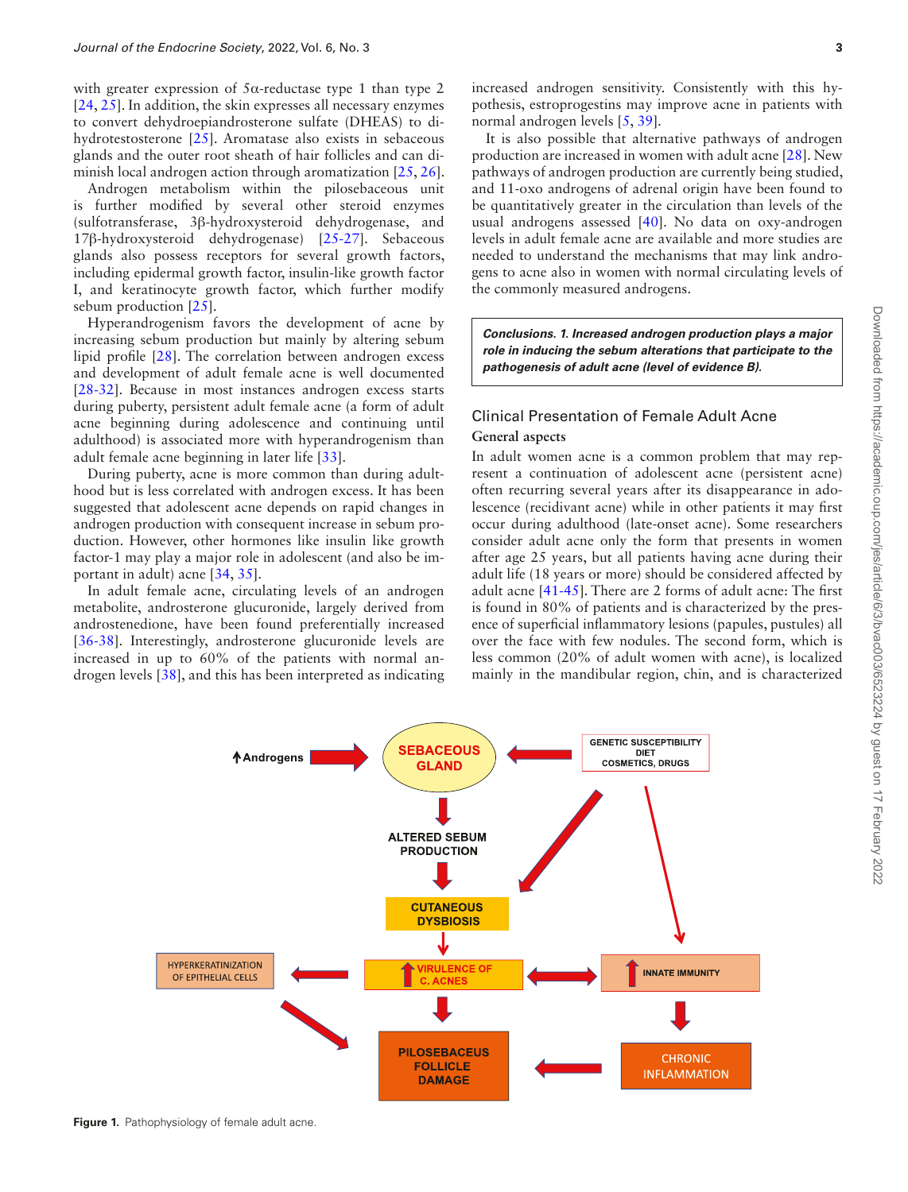with greater expression of 5α-reductase type 1 than type 2 [24, 25]. In addition, the skin expresses all necessary enzymes to convert dehydroepiandrosterone sulfate (DHEAS) to dihydrotestosterone [25]. Aromatase also exists in sebaceous glands and the outer root sheath of hair follicles and can diminish local androgen action through aromatization [25, 26].

Androgen metabolism within the pilosebaceous unit is further modified by several other steroid enzymes (sulfotransferase, 3β-hydroxysteroid dehydrogenase, and 17β-hydroxysteroid dehydrogenase) [25-27]. Sebaceous glands also possess receptors for several growth factors, including epidermal growth factor, insulin-like growth factor I, and keratinocyte growth factor, which further modify sebum production [25].

Hyperandrogenism favors the development of acne by increasing sebum production but mainly by altering sebum lipid profile [28]. The correlation between androgen excess and development of adult female acne is well documented [28-32]. Because in most instances androgen excess starts during puberty, persistent adult female acne (a form of adult acne beginning during adolescence and continuing until adulthood) is associated more with hyperandrogenism than adult female acne beginning in later life [33].

During puberty, acne is more common than during adulthood but is less correlated with androgen excess. It has been suggested that adolescent acne depends on rapid changes in androgen production with consequent increase in sebum production. However, other hormones like insulin like growth factor-1 may play a major role in adolescent (and also be important in adult) acne [34, 35].

In adult female acne, circulating levels of an androgen metabolite, androsterone glucuronide, largely derived from androstenedione, have been found preferentially increased [36-38]. Interestingly, androsterone glucuronide levels are increased in up to 60% of the patients with normal androgen levels [38], and this has been interpreted as indicating increased androgen sensitivity. Consistently with this hypothesis, estroprogestins may improve acne in patients with normal androgen levels [5, 39].

It is also possible that alternative pathways of androgen production are increased in women with adult acne [28]. New pathways of androgen production are currently being studied, and 11-oxo androgens of adrenal origin have been found to be quantitatively greater in the circulation than levels of the usual androgens assessed [40]. No data on oxy-androgen levels in adult female acne are available and more studies are needed to understand the mechanisms that may link androgens to acne also in women with normal circulating levels of the commonly measured androgens.

> ***Conclusions. 1. Increased androgen production plays a major role in inducing the sebum alterations that participate to the pathogenesis of adult acne (level of evidence B).***

## Clinical Presentation of Female Adult Acne

### General aspects

In adult women acne is a common problem that may represent a continuation of adolescent acne (persistent acne) often recurring several years after its disappearance in adolescence (recidivant acne) while in other patients it may first occur during adulthood (late-onset acne). Some researchers consider adult acne only the form that presents in women after age 25 years, but all patients having acne during their adult life (18 years or more) should be considered affected by adult acne [41-45]. There are 2 forms of adult acne: The first is found in 80% of patients and is characterized by the presence of superficial inflammatory lesions (papules, pustules) all over the face with few nodules. The second form, which is less common (20% of adult women with acne), is localized mainly in the mandibular region, chin, and is characterized

**Figure 1.** Pathophysiology of female adult acne.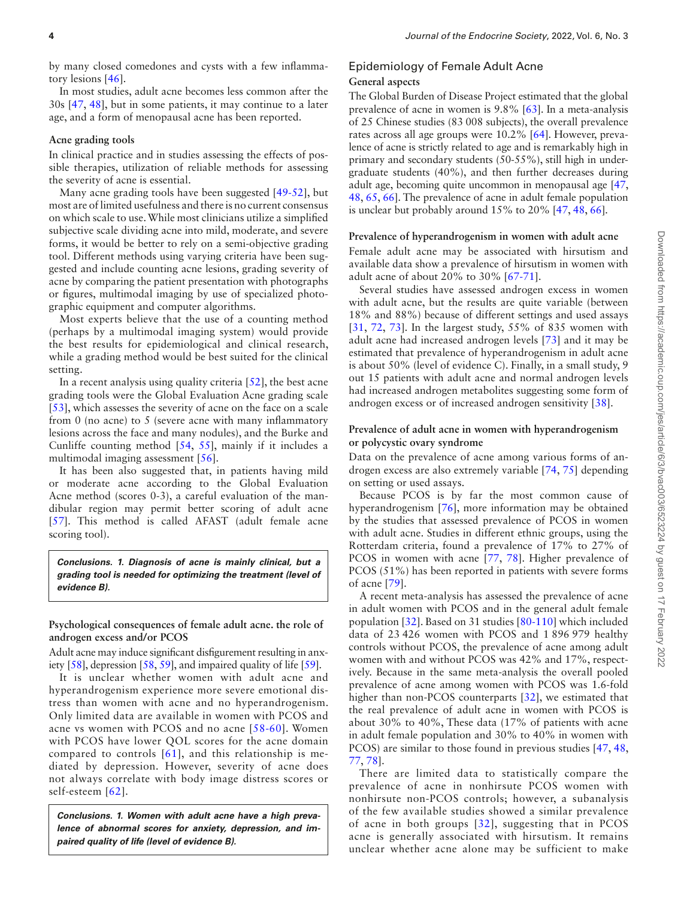by many closed comedones and cysts with a few inflammatory lesions [46].

In most studies, adult acne becomes less common after the 30s [47, 48], but in some patients, it may continue to a later age, and a form of menopausal acne has been reported.

### Acne grading tools

In clinical practice and in studies assessing the effects of possible therapies, utilization of reliable methods for assessing the severity of acne is essential.

Many acne grading tools have been suggested [49-52], but most are of limited usefulness and there is no current consensus on which scale to use. While most clinicians utilize a simplified subjective scale dividing acne into mild, moderate, and severe forms, it would be better to rely on a semi-objective grading tool. Different methods using varying criteria have been suggested and include counting acne lesions, grading severity of acne by comparing the patient presentation with photographs or figures, multimodal imaging by use of specialized photographic equipment and computer algorithms.

Most experts believe that the use of a counting method (perhaps by a multimodal imaging system) would provide the best results for epidemiological and clinical research, while a grading method would be best suited for the clinical setting.

In a recent analysis using quality criteria [52], the best acne grading tools were the Global Evaluation Acne grading scale [53], which assesses the severity of acne on the face on a scale from 0 (no acne) to 5 (severe acne with many inflammatory lesions across the face and many nodules), and the Burke and Cunliffe counting method [54, 55], mainly if it includes a multimodal imaging assessment [56].

It has been also suggested that, in patients having mild or moderate acne according to the Global Evaluation Acne method (scores 0-3), a careful evaluation of the mandibular region may permit better scoring of adult acne [57]. This method is called AFAST (adult female acne scoring tool).

> ***Conclusions. 1. Diagnosis of acne is mainly clinical, but a grading tool is needed for optimizing the treatment (level of evidence B).***

### Psychological consequences of female adult acne. the role of androgen excess and/or PCOS

Adult acne may induce significant disfigurement resulting in anxiety [58], depression [58, 59], and impaired quality of life [59].

It is unclear whether women with adult acne and hyperandrogenism experience more severe emotional distress than women with acne and no hyperandrogenism. Only limited data are available in women with PCOS and acne vs women with PCOS and no acne [58-60]. Women with PCOS have lower QOL scores for the acne domain compared to controls [61], and this relationship is mediated by depression. However, severity of acne does not always correlate with body image distress scores or self-esteem [62].

> ***Conclusions. 1. Women with adult acne have a high prevalence of abnormal scores for anxiety, depression, and impaired quality of life (level of evidence B).***

## Epidemiology of Female Adult Acne

### General aspects

The Global Burden of Disease Project estimated that the global prevalence of acne in women is 9.8% [63]. In a meta-analysis of 25 Chinese studies (83 008 subjects), the overall prevalence rates across all age groups were 10.2% [64]. However, prevalence of acne is strictly related to age and is remarkably high in primary and secondary students (50-55%), still high in undergraduate students (40%), and then further decreases during adult age, becoming quite uncommon in menopausal age [47, 48, 65, 66]. The prevalence of acne in adult female population is unclear but probably around 15% to 20% [47, 48, 66].

### Prevalence of hyperandrogenism in women with adult acne

Female adult acne may be associated with hirsutism and available data show a prevalence of hirsutism in women with adult acne of about 20% to 30% [67-71].

Several studies have assessed androgen excess in women with adult acne, but the results are quite variable (between 18% and 88%) because of different settings and used assays [31, 72, 73]. In the largest study, 55% of 835 women with adult acne had increased androgen levels [73] and it may be estimated that prevalence of hyperandrogenism in adult acne is about 50% (level of evidence C). Finally, in a small study, 9 out 15 patients with adult acne and normal androgen levels had increased androgen metabolites suggesting some form of androgen excess or of increased androgen sensitivity [38].

### Prevalence of adult acne in women with hyperandrogenism or polycystic ovary syndrome

Data on the prevalence of acne among various forms of androgen excess are also extremely variable [74, 75] depending on setting or used assays.

Because PCOS is by far the most common cause of hyperandrogenism [76], more information may be obtained by the studies that assessed prevalence of PCOS in women with adult acne. Studies in different ethnic groups, using the Rotterdam criteria, found a prevalence of 17% to 27% of PCOS in women with acne [77, 78]. Higher prevalence of PCOS (51%) has been reported in patients with severe forms of acne [79].

A recent meta-analysis has assessed the prevalence of acne in adult women with PCOS and in the general adult female population [32]. Based on 31 studies [80-110] which included data of 23 426 women with PCOS and 1 896 979 healthy controls without PCOS, the prevalence of acne among adult women with and without PCOS was 42% and 17%, respectively. Because in the same meta-analysis the overall pooled prevalence of acne among women with PCOS was 1.6-fold higher than non-PCOS counterparts [32], we estimated that the real prevalence of adult acne in women with PCOS is about 30% to 40%, These data (17% of patients with acne in adult female population and 30% to 40% in women with PCOS) are similar to those found in previous studies [47, 48, 77, 78].

There are limited data to statistically compare the prevalence of acne in nonhirsute PCOS women with nonhirsute non-PCOS controls; however, a subanalysis of the few available studies showed a similar prevalence of acne in both groups [32], suggesting that in PCOS acne is generally associated with hirsutism. It remains unclear whether acne alone may be sufficient to make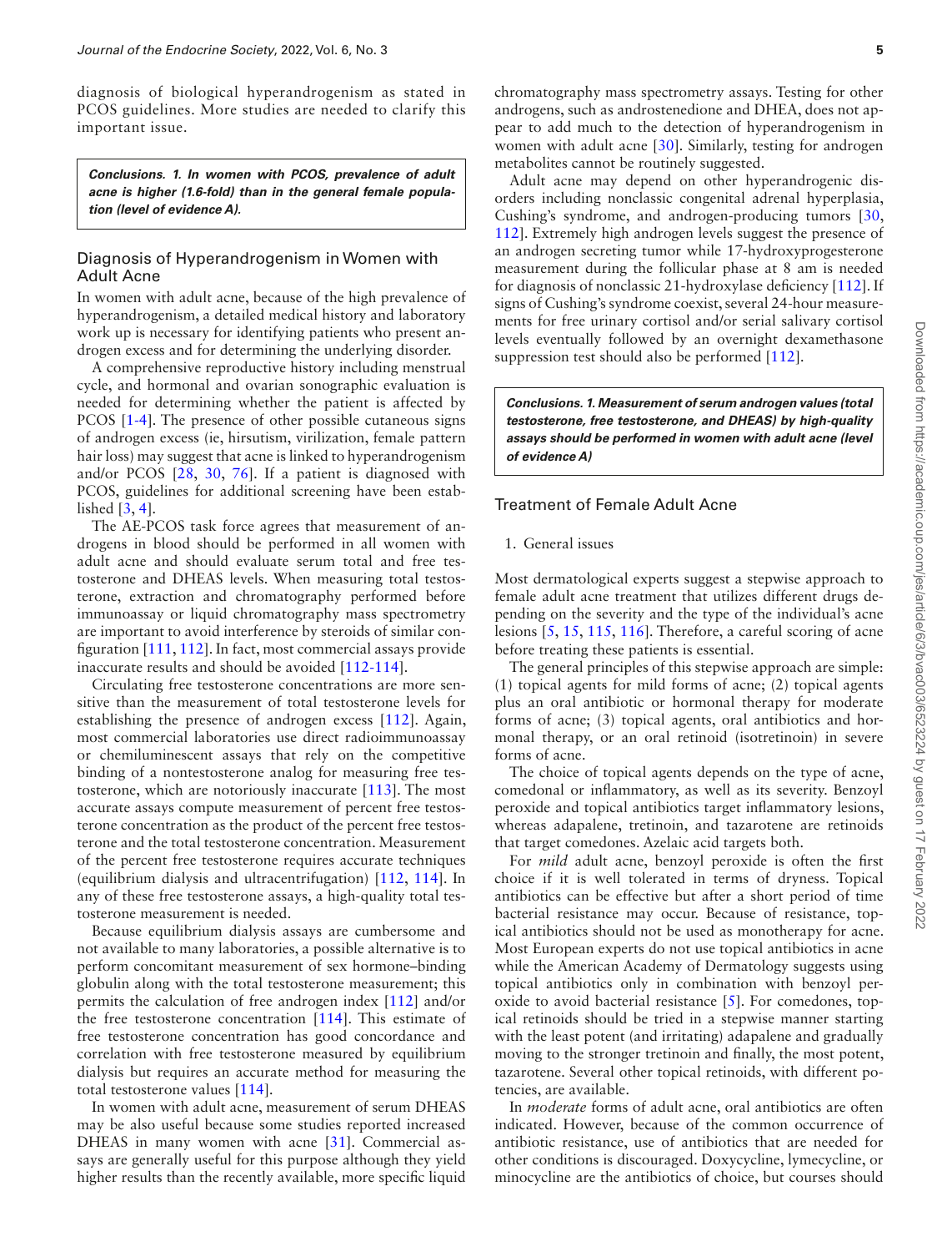diagnosis of biological hyperandrogenism as stated in PCOS guidelines. More studies are needed to clarify this important issue.

***Conclusions. 1. In women with PCOS, prevalence of adult acne is higher (1.6-fold) than in the general female population (level of evidence A).***

## Diagnosis of Hyperandrogenism in Women with Adult Acne

In women with adult acne, because of the high prevalence of hyperandrogenism, a detailed medical history and laboratory work up is necessary for identifying patients who present androgen excess and for determining the underlying disorder.

A comprehensive reproductive history including menstrual cycle, and hormonal and ovarian sonographic evaluation is needed for determining whether the patient is affected by PCOS [1-4]. The presence of other possible cutaneous signs of androgen excess (ie, hirsutism, virilization, female pattern hair loss) may suggest that acne is linked to hyperandrogenism and/or PCOS [28, 30, 76]. If a patient is diagnosed with PCOS, guidelines for additional screening have been established [3, 4].

The AE-PCOS task force agrees that measurement of androgens in blood should be performed in all women with adult acne and should evaluate serum total and free testosterone and DHEAS levels. When measuring total testosterone, extraction and chromatography performed before immunoassay or liquid chromatography mass spectrometry are important to avoid interference by steroids of similar configuration [111, 112]. In fact, most commercial assays provide inaccurate results and should be avoided [112-114].

Circulating free testosterone concentrations are more sensitive than the measurement of total testosterone levels for establishing the presence of androgen excess [112]. Again, most commercial laboratories use direct radioimmunoassay or chemiluminescent assays that rely on the competitive binding of a nontestosterone analog for measuring free testosterone, which are notoriously inaccurate [113]. The most accurate assays compute measurement of percent free testosterone concentration as the product of the percent free testosterone and the total testosterone concentration. Measurement of the percent free testosterone requires accurate techniques (equilibrium dialysis and ultracentrifugation) [112, 114]. In any of these free testosterone assays, a high-quality total testosterone measurement is needed.

Because equilibrium dialysis assays are cumbersome and not available to many laboratories, a possible alternative is to perform concomitant measurement of sex hormone–binding globulin along with the total testosterone measurement; this permits the calculation of free androgen index [112] and/or the free testosterone concentration [114]. This estimate of free testosterone concentration has good concordance and correlation with free testosterone measured by equilibrium dialysis but requires an accurate method for measuring the total testosterone values [114].

In women with adult acne, measurement of serum DHEAS may be also useful because some studies reported increased DHEAS in many women with acne [31]. Commercial assays are generally useful for this purpose although they yield higher results than the recently available, more specific liquid chromatography mass spectrometry assays. Testing for other androgens, such as androstenedione and DHEA, does not appear to add much to the detection of hyperandrogenism in women with adult acne [30]. Similarly, testing for androgen metabolites cannot be routinely suggested.

Adult acne may depend on other hyperandrogenic disorders including nonclassic congenital adrenal hyperplasia, Cushing's syndrome, and androgen-producing tumors [30, 112]. Extremely high androgen levels suggest the presence of an androgen secreting tumor while 17-hydroxyprogesterone measurement during the follicular phase at 8 am is needed for diagnosis of nonclassic 21-hydroxylase deficiency [112]. If signs of Cushing's syndrome coexist, several 24-hour measurements for free urinary cortisol and/or serial salivary cortisol levels eventually followed by an overnight dexamethasone suppression test should also be performed [112].

***Conclusions. 1. Measurement of serum androgen values (total testosterone, free testosterone, and DHEAS) by high-quality assays should be performed in women with adult acne (level of evidence A)***

## Treatment of Female Adult Acne

1. General issues

Most dermatological experts suggest a stepwise approach to female adult acne treatment that utilizes different drugs depending on the severity and the type of the individual's acne lesions [5, 15, 115, 116]. Therefore, a careful scoring of acne before treating these patients is essential.

The general principles of this stepwise approach are simple: (1) topical agents for mild forms of acne; (2) topical agents plus an oral antibiotic or hormonal therapy for moderate forms of acne; (3) topical agents, oral antibiotics and hormonal therapy, or an oral retinoid (isotretinoin) in severe forms of acne.

The choice of topical agents depends on the type of acne, comedonal or inflammatory, as well as its severity. Benzoyl peroxide and topical antibiotics target inflammatory lesions, whereas adapalene, tretinoin, and tazarotene are retinoids that target comedones. Azelaic acid targets both.

For *mild* adult acne, benzoyl peroxide is often the first choice if it is well tolerated in terms of dryness. Topical antibiotics can be effective but after a short period of time bacterial resistance may occur. Because of resistance, topical antibiotics should not be used as monotherapy for acne. Most European experts do not use topical antibiotics in acne while the American Academy of Dermatology suggests using topical antibiotics only in combination with benzoyl peroxide to avoid bacterial resistance [5]. For comedones, topical retinoids should be tried in a stepwise manner starting with the least potent (and irritating) adapalene and gradually moving to the stronger tretinoin and finally, the most potent, tazarotene. Several other topical retinoids, with different potencies, are available.

In *moderate* forms of adult acne, oral antibiotics are often indicated. However, because of the common occurrence of antibiotic resistance, use of antibiotics that are needed for other conditions is discouraged. Doxycycline, lymecycline, or minocycline are the antibiotics of choice, but courses should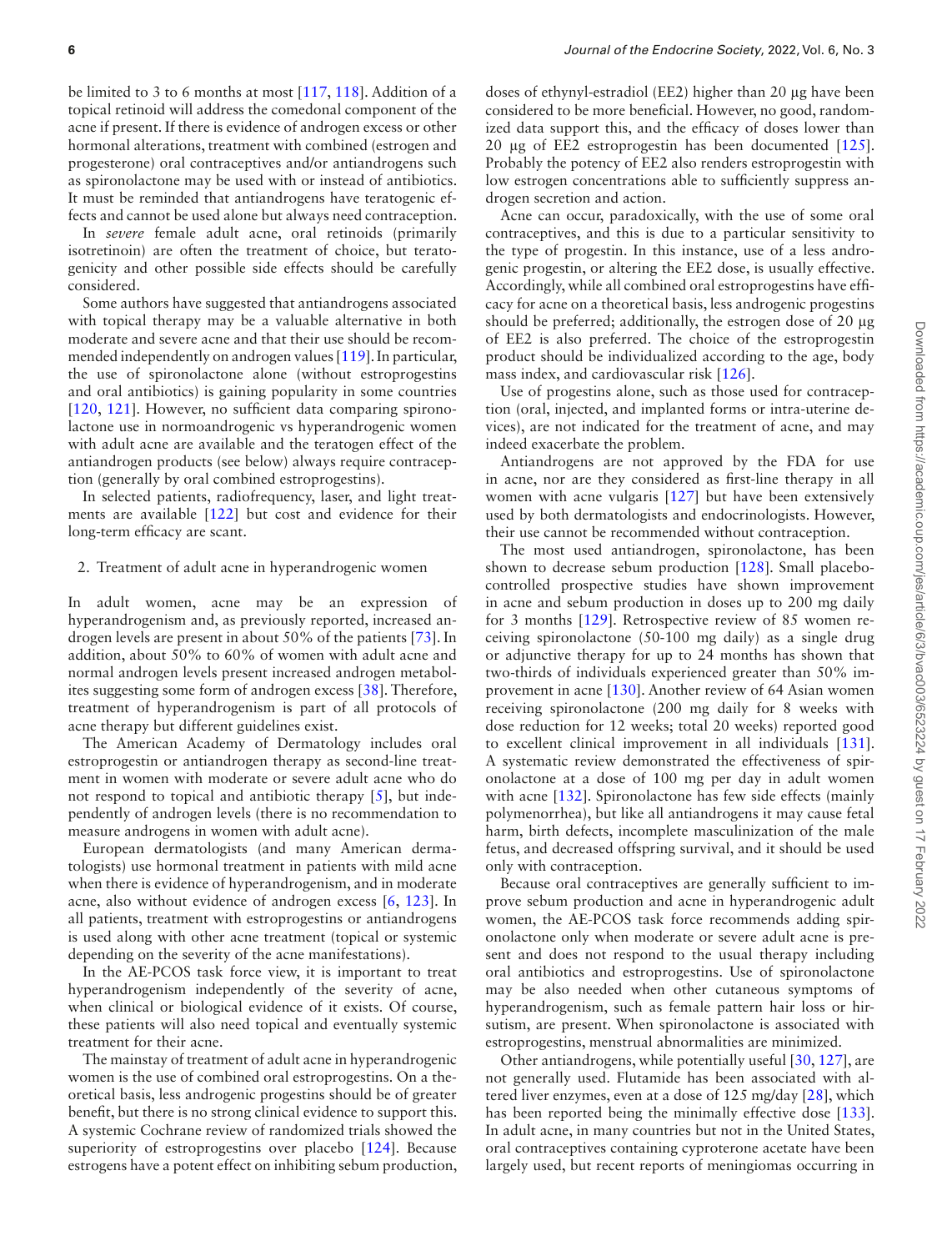be limited to 3 to 6 months at most [117, 118]. Addition of a topical retinoid will address the comedonal component of the acne if present. If there is evidence of androgen excess or other hormonal alterations, treatment with combined (estrogen and progesterone) oral contraceptives and/or antiandrogens such as spironolactone may be used with or instead of antibiotics. It must be reminded that antiandrogens have teratogenic effects and cannot be used alone but always need contraception.

In *severe* female adult acne, oral retinoids (primarily isotretinoin) are often the treatment of choice, but teratogenicity and other possible side effects should be carefully considered.

Some authors have suggested that antiandrogens associated with topical therapy may be a valuable alternative in both moderate and severe acne and that their use should be recommended independently on androgen values [119]. In particular, the use of spironolactone alone (without estroprogestins and oral antibiotics) is gaining popularity in some countries [120, 121]. However, no sufficient data comparing spironolactone use in normoandrogenic vs hyperandrogenic women with adult acne are available and the teratogen effect of the antiandrogen products (see below) always require contraception (generally by oral combined estroprogestins).

In selected patients, radiofrequency, laser, and light treatments are available [122] but cost and evidence for their long-term efficacy are scant.

2. Treatment of adult acne in hyperandrogenic women

In adult women, acne may be an expression of hyperandrogenism and, as previously reported, increased androgen levels are present in about 50% of the patients [73]. In addition, about 50% to 60% of women with adult acne and normal androgen levels present increased androgen metabolites suggesting some form of androgen excess [38]. Therefore, treatment of hyperandrogenism is part of all protocols of acne therapy but different guidelines exist.

The American Academy of Dermatology includes oral estroprogestin or antiandrogen therapy as second-line treatment in women with moderate or severe adult acne who do not respond to topical and antibiotic therapy [5], but independently of androgen levels (there is no recommendation to measure androgens in women with adult acne).

European dermatologists (and many American dermatologists) use hormonal treatment in patients with mild acne when there is evidence of hyperandrogenism, and in moderate acne, also without evidence of androgen excess [6, 123]. In all patients, treatment with estroprogestins or antiandrogens is used along with other acne treatment (topical or systemic depending on the severity of the acne manifestations).

In the AE-PCOS task force view, it is important to treat hyperandrogenism independently of the severity of acne, when clinical or biological evidence of it exists. Of course, these patients will also need topical and eventually systemic treatment for their acne.

The mainstay of treatment of adult acne in hyperandrogenic women is the use of combined oral estroprogestins. On a theoretical basis, less androgenic progestins should be of greater benefit, but there is no strong clinical evidence to support this. A systemic Cochrane review of randomized trials showed the superiority of estroprogestins over placebo [124]. Because estrogens have a potent effect on inhibiting sebum production, doses of ethynyl-estradiol (EE2) higher than 20 μg have been considered to be more beneficial. However, no good, randomized data support this, and the efficacy of doses lower than 20 μg of EE2 estroprogestin has been documented [125]. Probably the potency of EE2 also renders estroprogestin with low estrogen concentrations able to sufficiently suppress androgen secretion and action.

Acne can occur, paradoxically, with the use of some oral contraceptives, and this is due to a particular sensitivity to the type of progestin. In this instance, use of a less androgenic progestin, or altering the EE2 dose, is usually effective. Accordingly, while all combined oral estroprogestins have efficacy for acne on a theoretical basis, less androgenic progestins should be preferred; additionally, the estrogen dose of 20 μg of EE2 is also preferred. The choice of the estroprogestin product should be individualized according to the age, body mass index, and cardiovascular risk [126].

Use of progestins alone, such as those used for contraception (oral, injected, and implanted forms or intra-uterine devices), are not indicated for the treatment of acne, and may indeed exacerbate the problem.

Antiandrogens are not approved by the FDA for use in acne, nor are they considered as first-line therapy in all women with acne vulgaris [127] but have been extensively used by both dermatologists and endocrinologists. However, their use cannot be recommended without contraception.

The most used antiandrogen, spironolactone, has been shown to decrease sebum production [128]. Small placebo-controlled prospective studies have shown improvement in acne and sebum production in doses up to 200 mg daily for 3 months [129]. Retrospective review of 85 women receiving spironolactone (50-100 mg daily) as a single drug or adjunctive therapy for up to 24 months has shown that two-thirds of individuals experienced greater than 50% improvement in acne [130]. Another review of 64 Asian women receiving spironolactone (200 mg daily for 8 weeks with dose reduction for 12 weeks; total 20 weeks) reported good to excellent clinical improvement in all individuals [131]. A systematic review demonstrated the effectiveness of spironolactone at a dose of 100 mg per day in adult women with acne [132]. Spironolactone has few side effects (mainly polymenorrhea), but like all antiandrogens it may cause fetal harm, birth defects, incomplete masculinization of the male fetus, and decreased offspring survival, and it should be used only with contraception.

Because oral contraceptives are generally sufficient to improve sebum production and acne in hyperandrogenic adult women, the AE-PCOS task force recommends adding spironolactone only when moderate or severe adult acne is present and does not respond to the usual therapy including oral antibiotics and estroprogestins. Use of spironolactone may be also needed when other cutaneous symptoms of hyperandrogenism, such as female pattern hair loss or hirsutism, are present. When spironolactone is associated with estroprogestins, menstrual abnormalities are minimized.

Other antiandrogens, while potentially useful [30, 127], are not generally used. Flutamide has been associated with altered liver enzymes, even at a dose of 125 mg/day [28], which has been reported being the minimally effective dose [133]. In adult acne, in many countries but not in the United States, oral contraceptives containing cyproterone acetate have been largely used, but recent reports of meningiomas occurring in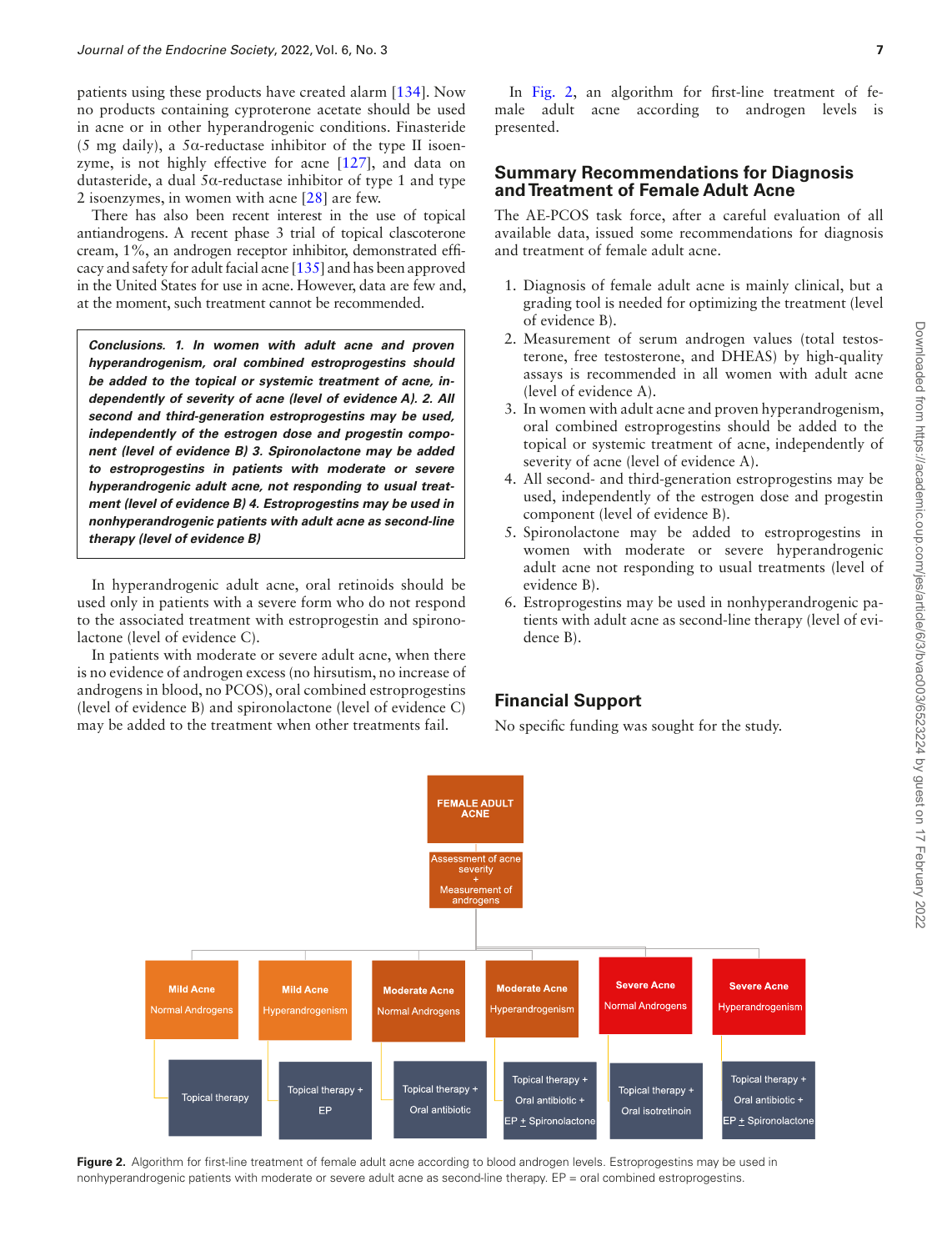patients using these products have created alarm [134]. Now no products containing cyproterone acetate should be used in acne or in other hyperandrogenic conditions. Finasteride (5 mg daily), a 5α-reductase inhibitor of the type II isoenzyme, is not highly effective for acne [127], and data on dutasteride, a dual 5α-reductase inhibitor of type 1 and type 2 isoenzymes, in women with acne [28] are few.

There has also been recent interest in the use of topical antiandrogens. A recent phase 3 trial of topical clascoterone cream, 1%, an androgen receptor inhibitor, demonstrated efficacy and safety for adult facial acne [135] and has been approved in the United States for use in acne. However, data are few and, at the moment, such treatment cannot be recommended.

> ***Conclusions. 1. In women with adult acne and proven hyperandrogenism, oral combined estroprogestins should be added to the topical or systemic treatment of acne, independently of severity of acne (level of evidence A). 2. All second and third-generation estroprogestins may be used, independently of the estrogen dose and progestin component (level of evidence B) 3. Spironolactone may be added to estroprogestins in patients with moderate or severe hyperandrogenic adult acne, not responding to usual treatment (level of evidence B) 4. Estroprogestins may be used in nonhyperandrogenic patients with adult acne as second-line therapy (level of evidence B)***

In hyperandrogenic adult acne, oral retinoids should be used only in patients with a severe form who do not respond to the associated treatment with estroprogestin and spironolactone (level of evidence C).

In patients with moderate or severe adult acne, when there is no evidence of androgen excess (no hirsutism, no increase of androgens in blood, no PCOS), oral combined estroprogestins (level of evidence B) and spironolactone (level of evidence C) may be added to the treatment when other treatments fail.

In Fig. 2, an algorithm for first-line treatment of female adult acne according to androgen levels is presented.

## Summary Recommendations for Diagnosis and Treatment of Female Adult Acne

The AE-PCOS task force, after a careful evaluation of all available data, issued some recommendations for diagnosis and treatment of female adult acne.

1. Diagnosis of female adult acne is mainly clinical, but a grading tool is needed for optimizing the treatment (level of evidence B).
2. Measurement of serum androgen values (total testosterone, free testosterone, and DHEAS) by high-quality assays is recommended in all women with adult acne (level of evidence A).
3. In women with adult acne and proven hyperandrogenism, oral combined estroprogestins should be added to the topical or systemic treatment of acne, independently of severity of acne (level of evidence A).
4. All second- and third-generation estroprogestins may be used, independently of the estrogen dose and progestin component (level of evidence B).
5. Spironolactone may be added to estroprogestins in women with moderate or severe hyperandrogenic adult acne not responding to usual treatments (level of evidence B).
6. Estroprogestins may be used in nonhyperandrogenic patients with adult acne as second-line therapy (level of evidence B).

## Financial Support

No specific funding was sought for the study.

FEMALE ADULT ACNE → Assessment of acne severity + Measurement of androgens

| Mild Acne, Normal Androgens | Mild Acne, Hyperandrogenism | Moderate Acne, Normal Androgens | Moderate Acne, Hyperandrogenism | Severe Acne, Normal Androgens | Severe Acne, Hyperandrogenism |
|---|---|---|---|---|---|
| Topical therapy | Topical therapy + EP | Topical therapy + Oral antibiotic | Topical therapy + Oral antibiotic + EP ± Spironolactone | Topical therapy + Oral isotretinoin | Topical therapy + Oral antibiotic + EP ± Spironolactone |

**Figure 2.** Algorithm for first-line treatment of female adult acne according to blood androgen levels. Estroprogestins may be used in nonhyperandrogenic patients with moderate or severe adult acne as second-line therapy. EP = oral combined estroprogestins.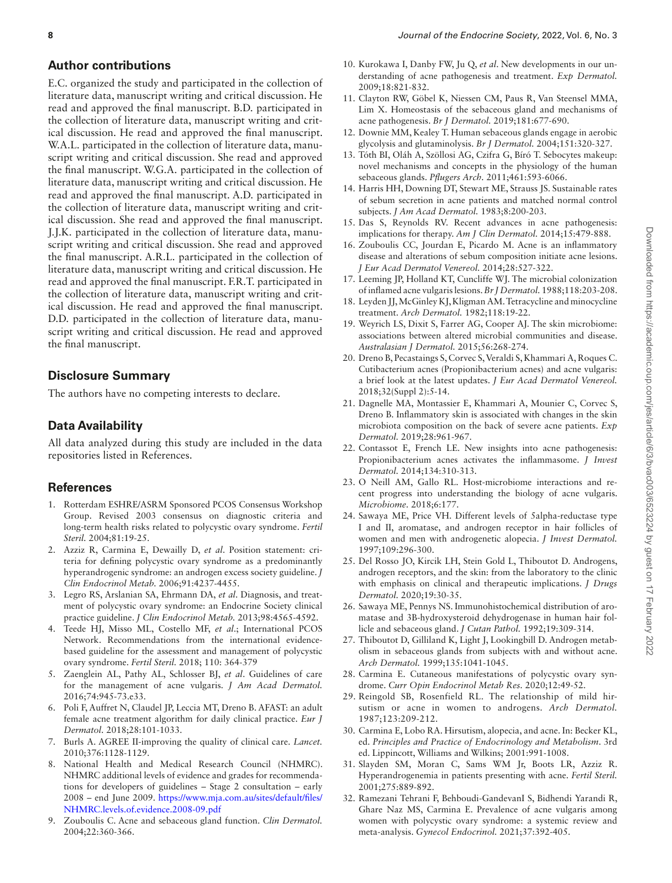## Author contributions

E.C. organized the study and participated in the collection of literature data, manuscript writing and critical discussion. He read and approved the final manuscript. B.D. participated in the collection of literature data, manuscript writing and critical discussion. He read and approved the final manuscript. W.A.L. participated in the collection of literature data, manuscript writing and critical discussion. She read and approved the final manuscript. W.G.A. participated in the collection of literature data, manuscript writing and critical discussion. He read and approved the final manuscript. A.D. participated in the collection of literature data, manuscript writing and critical discussion. She read and approved the final manuscript. J.J.K. participated in the collection of literature data, manuscript writing and critical discussion. She read and approved the final manuscript. A.R.L. participated in the collection of literature data, manuscript writing and critical discussion. He read and approved the final manuscript. F.R.T. participated in the collection of literature data, manuscript writing and critical discussion. He read and approved the final manuscript. D.D. participated in the collection of literature data, manuscript writing and critical discussion. He read and approved the final manuscript.

## Disclosure Summary

The authors have no competing interests to declare.

## Data Availability

All data analyzed during this study are included in the data repositories listed in References.

## References

1. Rotterdam ESHRE/ASRM Sponsored PCOS Consensus Workshop Group. Revised 2003 consensus on diagnostic criteria and long-term health risks related to polycystic ovary syndrome. *Fertil Steril.* 2004;81:19-25.
2. Azziz R, Carmina E, Dewailly D, *et al*. Position statement: criteria for defining polycystic ovary syndrome as a predominantly hyperandrogenic syndrome: an androgen excess society guideline. *J Clin Endocrinol Metab.* 2006;91:4237-4455.
3. Legro RS, Arslanian SA, Ehrmann DA, *et al*. Diagnosis, and treatment of polycystic ovary syndrome: an Endocrine Society clinical practice guideline. *J Clin Endocrinol Metab.* 2013;98:4565-4592.
4. Teede HJ, Misso ML, Costello MF, *et al*.; International PCOS Network. Recommendations from the international evidence-based guideline for the assessment and management of polycystic ovary syndrome. *Fertil Steril.* 2018; 110: 364-379
5. Zaenglein AL, Pathy AL, Schlosser BJ, *et al*. Guidelines of care for the management of acne vulgaris. *J Am Acad Dermatol.* 2016;74:945-73.e33.
6. Poli F, Auffret N, Claudel JP, Leccia MT, Dreno B. AFAST: an adult female acne treatment algorithm for daily clinical practice. *Eur J Dermatol.* 2018;28:101-1033.
7. Burls A. AGREE II-improving the quality of clinical care. *Lancet.* 2010;376:1128-1129.
8. National Health and Medical Research Council (NHMRC). NHMRC additional levels of evidence and grades for recommendations for developers of guidelines – Stage 2 consultation – early 2008 – end June 2009. https://www.mja.com.au/sites/default/files/NHMRC.levels.of.evidence.2008-09.pdf
9. Zouboulis C. Acne and sebaceous gland function. *Clin Dermatol.* 2004;22:360-366.
10. Kurokawa I, Danby FW, Ju Q, *et al*. New developments in our understanding of acne pathogenesis and treatment. *Exp Dermatol.* 2009;18:821-832.
11. Clayton RW, Göbel K, Niessen CM, Paus R, Van Steensel MMA, Lim X. Homeostasis of the sebaceous gland and mechanisms of acne pathogenesis. *Br J Dermatol.* 2019;181:677-690.
12. Downie MM, Kealey T. Human sebaceous glands engage in aerobic glycolysis and glutaminolysis. *Br J Dermatol.* 2004;151:320-327.
13. Tóth BI, Oláh A, Szöllosi AG, Czifra G, Bíró T. Sebocytes makeup: novel mechanisms and concepts in the physiology of the human sebaceous glands. *Pflugers Arch.* 2011;461:593-6066.
14. Harris HH, Downing DT, Stewart ME, Strauss JS. Sustainable rates of sebum secretion in acne patients and matched normal control subjects. *J Am Acad Dermatol.* 1983;8:200-203.
15. Das S, Reynolds RV. Recent advances in acne pathogenesis: implications for therapy. *Am J Clin Dermatol.* 2014;15:479-888.
16. Zouboulis CC, Jourdan E, Picardo M. Acne is an inflammatory disease and alterations of sebum composition initiate acne lesions. *J Eur Acad Dermatol Venereol.* 2014;28:527-322.
17. Leeming JP, Holland KT, Cuncliffe WJ. The microbial colonization of inflamed acne vulgaris lesions. *Br J Dermatol.* 1988;118:203-208.
18. Leyden JJ, McGinley KJ, Kligman AM. Tetracycline and minocycline treatment. *Arch Dermatol.* 1982;118:19-22.
19. Weyrich LS, Dixit S, Farrer AG, Cooper AJ. The skin microbiome: associations between altered microbial communities and disease. *Australasian J Dermatol.* 2015;56:268-274.
20. Dreno B, Pecastaings S, Corvec S, Veraldi S, Khammari A, Roques C. Cutibacterium acnes (Propionibacterium acnes) and acne vulgaris: a brief look at the latest updates. *J Eur Acad Dermatol Venereol.* 2018;32(Suppl 2):5-14.
21. Dagnelle MA, Montassier E, Khammari A, Mounier C, Corvec S, Dreno B. Inflammatory skin is associated with changes in the skin microbiota composition on the back of severe acne patients. *Exp Dermatol.* 2019;28:961-967.
22. Contassot E, French LE. New insights into acne pathogenesis: Propionibacterium acnes activates the inflammasome. *J Invest Dermatol.* 2014;134:310-313.
23. O Neill AM, Gallo RL. Host-microbiome interactions and recent progress into understanding the biology of acne vulgaris. *Microbiome.* 2018;6:177.
24. Sawaya ME, Price VH. Different levels of 5alpha-reductase type I and II, aromatase, and androgen receptor in hair follicles of women and men with androgenetic alopecia. *J Invest Dermatol.* 1997;109:296-300.
25. Del Rosso JO, Kircik LH, Stein Gold L, Thiboutot D. Androgens, androgen receptors, and the skin: from the laboratory to the clinic with emphasis on clinical and therapeutic implications. *J Drugs Dermatol.* 2020;19:30-35.
26. Sawaya ME, Pennys NS. Immunohistochemical distribution of aromatase and 3B-hydroxysteroid dehydrogenase in human hair follicle and sebaceous gland. *J Cutan Pathol.* 1992;19:309-314.
27. Thiboutot D, Gilliland K, Light J, Lookingbill D. Androgen metabolism in sebaceous glands from subjects with and without acne. *Arch Dermatol.* 1999;135:1041-1045.
28. Carmina E. Cutaneous manifestations of polycystic ovary syndrome. *Curr Opin Endocrinol Metab Res.* 2020;12:49-52.
29. Reingold SB, Rosenfield RL. The relationship of mild hirsutism or acne in women to androgens. *Arch Dermatol.* 1987;123:209-212.
30. Carmina E, Lobo RA. Hirsutism, alopecia, and acne. In: Becker KL, ed. *Principles and Practice of Endocrinology and Metabolism*. 3rd ed. Lippincott, Williams and Wilkins; 2001:991-1008.
31. Slayden SM, Moran C, Sams WM Jr, Boots LR, Azziz R. Hyperandrogenemia in patients presenting with acne. *Fertil Steril.* 2001;275:889-892.
32. Ramezani Tehrani F, Behboudi-GandevanI S, Bidhendi Yarandi R, Ghare Naz MS, Carmina E. Prevalence of acne vulgaris among women with polycystic ovary syndrome: a systemic review and meta-analysis. *Gynecol Endocrinol.* 2021;37:392-405.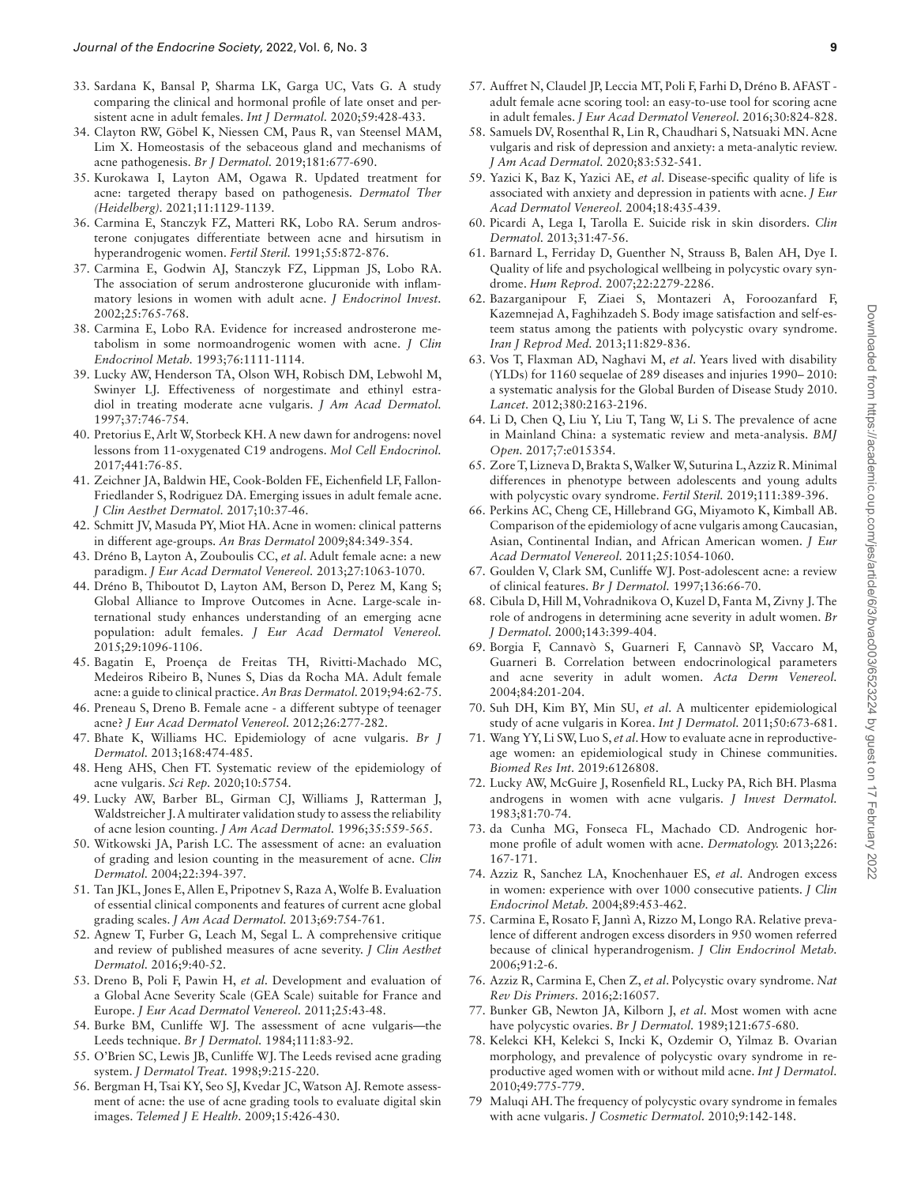33. Sardana K, Bansal P, Sharma LK, Garga UC, Vats G. A study comparing the clinical and hormonal profile of late onset and persistent acne in adult females. *Int J Dermatol.* 2020;59:428-433.
34. Clayton RW, Göbel K, Niessen CM, Paus R, van Steensel MAM, Lim X. Homeostasis of the sebaceous gland and mechanisms of acne pathogenesis. *Br J Dermatol.* 2019;181:677-690.
35. Kurokawa I, Layton AM, Ogawa R. Updated treatment for acne: targeted therapy based on pathogenesis. *Dermatol Ther (Heidelberg).* 2021;11:1129-1139.
36. Carmina E, Stanczyk FZ, Matteri RK, Lobo RA. Serum androsterone conjugates differentiate between acne and hirsutism in hyperandrogenic women. *Fertil Steril.* 1991;55:872-876.
37. Carmina E, Godwin AJ, Stanczyk FZ, Lippman JS, Lobo RA. The association of serum androsterone glucuronide with inflammatory lesions in women with adult acne. *J Endocrinol Invest.* 2002;25:765-768.
38. Carmina E, Lobo RA. Evidence for increased androsterone metabolism in some normoandrogenic women with acne. *J Clin Endocrinol Metab.* 1993;76:1111-1114.
39. Lucky AW, Henderson TA, Olson WH, Robisch DM, Lebwohl M, Swinyer LJ. Effectiveness of norgestimate and ethinyl estradiol in treating moderate acne vulgaris. *J Am Acad Dermatol.* 1997;37:746-754.
40. Pretorius E, Arlt W, Storbeck KH. A new dawn for androgens: novel lessons from 11-oxygenated C19 androgens. *Mol Cell Endocrinol.* 2017;441:76-85.
41. Zeichner JA, Baldwin HE, Cook-Bolden FE, Eichenfield LF, Fallon-Friedlander S, Rodriguez DA. Emerging issues in adult female acne. *J Clin Aesthet Dermatol.* 2017;10:37-46.
42. Schmitt JV, Masuda PY, Miot HA. Acne in women: clinical patterns in different age-groups. *An Bras Dermatol* 2009;84:349-354.
43. Dréno B, Layton A, Zouboulis CC, *et al*. Adult female acne: a new paradigm. *J Eur Acad Dermatol Venereol.* 2013;27:1063-1070.
44. Dréno B, Thiboutot D, Layton AM, Berson D, Perez M, Kang S; Global Alliance to Improve Outcomes in Acne. Large-scale international study enhances understanding of an emerging acne population: adult females. *J Eur Acad Dermatol Venereol.* 2015;29:1096-1106.
45. Bagatin E, Proença de Freitas TH, Rivitti-Machado MC, Medeiros Ribeiro B, Nunes S, Dias da Rocha MA. Adult female acne: a guide to clinical practice. *An Bras Dermatol.* 2019;94:62-75.
46. Preneau S, Dreno B. Female acne - a different subtype of teenager acne? *J Eur Acad Dermatol Venereol.* 2012;26:277-282.
47. Bhate K, Williams HC. Epidemiology of acne vulgaris. *Br J Dermatol.* 2013;168:474-485.
48. Heng AHS, Chen FT. Systematic review of the epidemiology of acne vulgaris. *Sci Rep.* 2020;10:5754.
49. Lucky AW, Barber BL, Girman CJ, Williams J, Ratterman J, Waldstreicher J. A multirater validation study to assess the reliability of acne lesion counting. *J Am Acad Dermatol.* 1996;35:559-565.
50. Witkowski JA, Parish LC. The assessment of acne: an evaluation of grading and lesion counting in the measurement of acne. *Clin Dermatol.* 2004;22:394-397.
51. Tan JKL, Jones E, Allen E, Pripotnev S, Raza A, Wolfe B. Evaluation of essential clinical components and features of current acne global grading scales. *J Am Acad Dermatol.* 2013;69:754-761.
52. Agnew T, Furber G, Leach M, Segal L. A comprehensive critique and review of published measures of acne severity. *J Clin Aesthet Dermatol.* 2016;9:40-52.
53. Dreno B, Poli F, Pawin H, *et al*. Development and evaluation of a Global Acne Severity Scale (GEA Scale) suitable for France and Europe. *J Eur Acad Dermatol Venereol.* 2011;25:43-48.
54. Burke BM, Cunliffe WJ. The assessment of acne vulgaris—the Leeds technique. *Br J Dermatol.* 1984;111:83-92.
55. O'Brien SC, Lewis JB, Cunliffe WJ. The Leeds revised acne grading system. *J Dermatol Treat.* 1998;9:215-220.
56. Bergman H, Tsai KY, Seo SJ, Kvedar JC, Watson AJ. Remote assessment of acne: the use of acne grading tools to evaluate digital skin images. *Telemed J E Health.* 2009;15:426-430.
57. Auffret N, Claudel JP, Leccia MT, Poli F, Farhi D, Dréno B. AFAST - adult female acne scoring tool: an easy-to-use tool for scoring acne in adult females. *J Eur Acad Dermatol Venereol.* 2016;30:824-828.
58. Samuels DV, Rosenthal R, Lin R, Chaudhari S, Natsuaki MN. Acne vulgaris and risk of depression and anxiety: a meta-analytic review. *J Am Acad Dermatol.* 2020;83:532-541.
59. Yazici K, Baz K, Yazici AE, *et al*. Disease-specific quality of life is associated with anxiety and depression in patients with acne. *J Eur Acad Dermatol Venereol.* 2004;18:435-439.
60. Picardi A, Lega I, Tarolla E. Suicide risk in skin disorders. *Clin Dermatol.* 2013;31:47-56.
61. Barnard L, Ferriday D, Guenther N, Strauss B, Balen AH, Dye I. Quality of life and psychological wellbeing in polycystic ovary syndrome. *Hum Reprod.* 2007;22:2279-2286.
62. Bazarganipour F, Ziaei S, Montazeri A, Foroozanfard F, Kazemnejad A, Faghihzadeh S. Body image satisfaction and self-esteem status among the patients with polycystic ovary syndrome. *Iran J Reprod Med.* 2013;11:829-836.
63. Vos T, Flaxman AD, Naghavi M, *et al*. Years lived with disability (YLDs) for 1160 sequelae of 289 diseases and injuries 1990– 2010: a systematic analysis for the Global Burden of Disease Study 2010. *Lancet.* 2012;380:2163-2196.
64. Li D, Chen Q, Liu Y, Liu T, Tang W, Li S. The prevalence of acne in Mainland China: a systematic review and meta-analysis. *BMJ Open.* 2017;7:e015354.
65. Zore T, Lizneva D, Brakta S, Walker W, Suturina L, Azziz R. Minimal differences in phenotype between adolescents and young adults with polycystic ovary syndrome. *Fertil Steril.* 2019;111:389-396.
66. Perkins AC, Cheng CE, Hillebrand GG, Miyamoto K, Kimball AB. Comparison of the epidemiology of acne vulgaris among Caucasian, Asian, Continental Indian, and African American women. *J Eur Acad Dermatol Venereol.* 2011;25:1054-1060.
67. Goulden V, Clark SM, Cunliffe WJ. Post-adolescent acne: a review of clinical features. *Br J Dermatol.* 1997;136:66-70.
68. Cibula D, Hill M, Vohradnikova O, Kuzel D, Fanta M, Zivny J. The role of androgens in determining acne severity in adult women. *Br J Dermatol.* 2000;143:399-404.
69. Borgia F, Cannavò S, Guarneri F, Cannavò SP, Vaccaro M, Guarneri B. Correlation between endocrinological parameters and acne severity in adult women. *Acta Derm Venereol.* 2004;84:201-204.
70. Suh DH, Kim BY, Min SU, *et al*. A multicenter epidemiological study of acne vulgaris in Korea. *Int J Dermatol.* 2011;50:673-681.
71. Wang YY, Li SW, Luo S, *et al*. How to evaluate acne in reproductive-age women: an epidemiological study in Chinese communities. *Biomed Res Int.* 2019:6126808.
72. Lucky AW, McGuire J, Rosenfield RL, Lucky PA, Rich BH. Plasma androgens in women with acne vulgaris. *J Invest Dermatol.* 1983;81:70-74.
73. da Cunha MG, Fonseca FL, Machado CD. Androgenic hormone profile of adult women with acne. *Dermatology.* 2013;226:167-171.
74. Azziz R, Sanchez LA, Knochenhauer ES, *et al*. Androgen excess in women: experience with over 1000 consecutive patients. *J Clin Endocrinol Metab.* 2004;89:453-462.
75. Carmina E, Rosato F, Jannì A, Rizzo M, Longo RA. Relative prevalence of different androgen excess disorders in 950 women referred because of clinical hyperandrogenism. *J Clin Endocrinol Metab.* 2006;91:2-6.
76. Azziz R, Carmina E, Chen Z, *et al*. Polycystic ovary syndrome. *Nat Rev Dis Primers.* 2016;2:16057.
77. Bunker GB, Newton JA, Kilborn J, *et al*. Most women with acne have polycystic ovaries. *Br J Dermatol.* 1989;121:675-680.
78. Kelekci KH, Kelekci S, Incki K, Ozdemir O, Yilmaz B. Ovarian morphology, and prevalence of polycystic ovary syndrome in reproductive aged women with or without mild acne. *Int J Dermatol.* 2010;49:775-779.
79. Maluqi AH. The frequency of polycystic ovary syndrome in females with acne vulgaris. *J Cosmetic Dermatol.* 2010;9:142-148.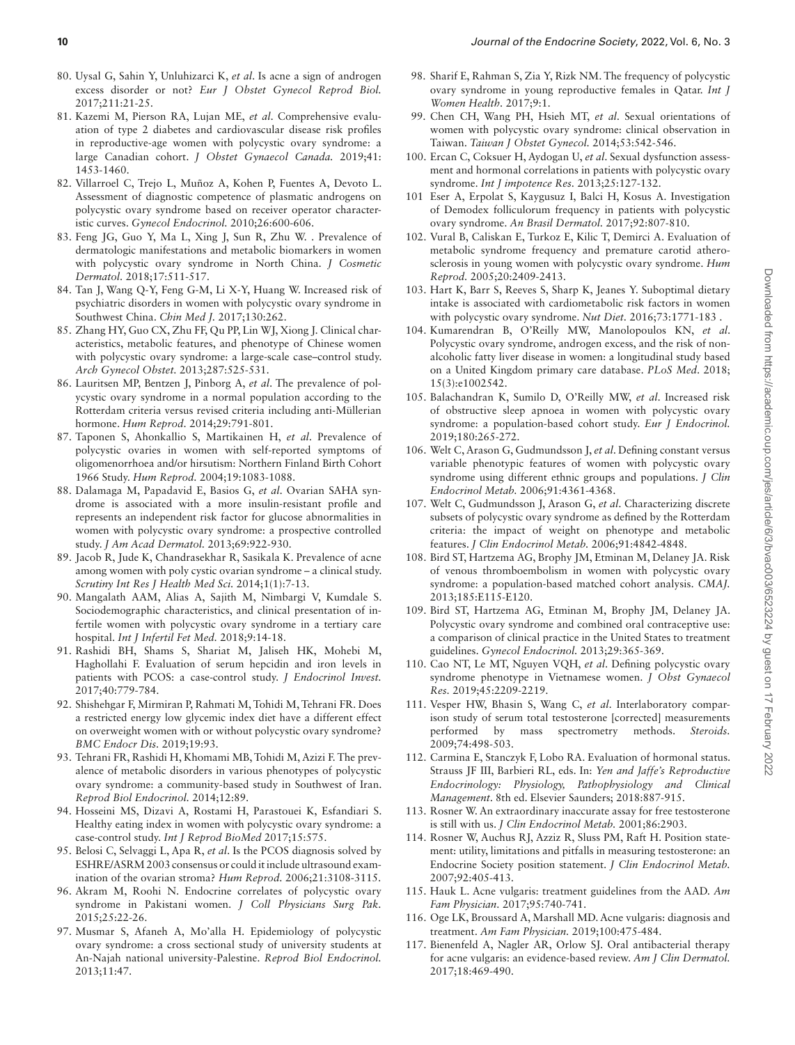80. Uysal G, Sahin Y, Unluhizarci K, *et al*. Is acne a sign of androgen excess disorder or not? *Eur J Obstet Gynecol Reprod Biol.* 2017;211:21-25.
81. Kazemi M, Pierson RA, Lujan ME, *et al*. Comprehensive evaluation of type 2 diabetes and cardiovascular disease risk profiles in reproductive-age women with polycystic ovary syndrome: a large Canadian cohort. *J Obstet Gynaecol Canada.* 2019;41: 1453-1460.
82. Villarroel C, Trejo L, Muñoz A, Kohen P, Fuentes A, Devoto L. Assessment of diagnostic competence of plasmatic androgens on polycystic ovary syndrome based on receiver operator characteristic curves. *Gynecol Endocrinol.* 2010;26:600-606.
83. Feng JG, Guo Y, Ma L, Xing J, Sun R, Zhu W. . Prevalence of dermatologic manifestations and metabolic biomarkers in women with polycystic ovary syndrome in North China. *J Cosmetic Dermatol.* 2018;17:511-517.
84. Tan J, Wang Q-Y, Feng G-M, Li X-Y, Huang W. Increased risk of psychiatric disorders in women with polycystic ovary syndrome in Southwest China. *Chin Med J.* 2017;130:262.
85. Zhang HY, Guo CX, Zhu FF, Qu PP, Lin WJ, Xiong J. Clinical characteristics, metabolic features, and phenotype of Chinese women with polycystic ovary syndrome: a large-scale case–control study. *Arch Gynecol Obstet.* 2013;287:525-531.
86. Lauritsen MP, Bentzen J, Pinborg A, *et al*. The prevalence of polycystic ovary syndrome in a normal population according to the Rotterdam criteria versus revised criteria including anti-Müllerian hormone. *Hum Reprod.* 2014;29:791-801.
87. Taponen S, Ahonkallio S, Martikainen H, *et al*. Prevalence of polycystic ovaries in women with self-reported symptoms of oligomenorrhoea and/or hirsutism: Northern Finland Birth Cohort 1966 Study. *Hum Reprod.* 2004;19:1083-1088.
88. Dalamaga M, Papadavid E, Basios G, *et al*. Ovarian SAHA syndrome is associated with a more insulin-resistant profile and represents an independent risk factor for glucose abnormalities in women with polycystic ovary syndrome: a prospective controlled study. *J Am Acad Dermatol.* 2013;69:922-930.
89. Jacob R, Jude K, Chandrasekhar R, Sasikala K. Prevalence of acne among women with poly cystic ovarian syndrome – a clinical study. *Scrutiny Int Res J Health Med Sci.* 2014;1(1):7-13.
90. Mangalath AAM, Alias A, Sajith M, Nimbargi V, Kumdale S. Sociodemographic characteristics, and clinical presentation of infertile women with polycystic ovary syndrome in a tertiary care hospital. *Int J Infertil Fet Med.* 2018;9:14-18.
91. Rashidi BH, Shams S, Shariat M, Jaliseh HK, Mohebi M, Haghollahi F. Evaluation of serum hepcidin and iron levels in patients with PCOS: a case-control study. *J Endocrinol Invest.* 2017;40:779-784.
92. Shishehgar F, Mirmiran P, Rahmati M, Tohidi M, Tehrani FR. Does a restricted energy low glycemic index diet have a different effect on overweight women with or without polycystic ovary syndrome? *BMC Endocr Dis.* 2019;19:93.
93. Tehrani FR, Rashidi H, Khomami MB, Tohidi M, Azizi F. The prevalence of metabolic disorders in various phenotypes of polycystic ovary syndrome: a community-based study in Southwest of Iran. *Reprod Biol Endocrinol.* 2014;12:89.
94. Hosseini MS, Dizavi A, Rostami H, Parastouei K, Esfandiari S. Healthy eating index in women with polycystic ovary syndrome: a case-control study. *Int J Reprod BioMed* 2017;15:575.
95. Belosi C, Selvaggi L, Apa R, *et al*. Is the PCOS diagnosis solved by ESHRE/ASRM 2003 consensus or could it include ultrasound examination of the ovarian stroma? *Hum Reprod.* 2006;21:3108-3115.
96. Akram M, Roohi N. Endocrine correlates of polycystic ovary syndrome in Pakistani women. *J Coll Physicians Surg Pak.* 2015;25:22-26.
97. Musmar S, Afaneh A, Mo'alla H. Epidemiology of polycystic ovary syndrome: a cross sectional study of university students at An-Najah national university-Palestine. *Reprod Biol Endocrinol.* 2013;11:47.
98. Sharif E, Rahman S, Zia Y, Rizk NM. The frequency of polycystic ovary syndrome in young reproductive females in Qatar. *Int J Women Health.* 2017;9:1.
99. Chen CH, Wang PH, Hsieh MT, *et al*. Sexual orientations of women with polycystic ovary syndrome: clinical observation in Taiwan. *Taiwan J Obstet Gynecol.* 2014;53:542-546.
100. Ercan C, Coksuer H, Aydogan U, *et al*. Sexual dysfunction assessment and hormonal correlations in patients with polycystic ovary syndrome. *Int J impotence Res.* 2013;25:127-132.
101 Eser A, Erpolat S, Kaygusuz I, Balci H, Kosus A. Investigation of Demodex folliculorum frequency in patients with polycystic ovary syndrome. *An Brasil Dermatol.* 2017;92:807-810.
102. Vural B, Caliskan E, Turkoz E, Kilic T, Demirci A. Evaluation of metabolic syndrome frequency and premature carotid atherosclerosis in young women with polycystic ovary syndrome. *Hum Reprod.* 2005;20:2409-2413.
103. Hart K, Barr S, Reeves S, Sharp K, Jeanes Y. Suboptimal dietary intake is associated with cardiometabolic risk factors in women with polycystic ovary syndrome. *Nut Diet.* 2016;73:1771-183 .
104. Kumarendran B, O'Reilly MW, Manolopoulos KN, *et al*. Polycystic ovary syndrome, androgen excess, and the risk of nonalcoholic fatty liver disease in women: a longitudinal study based on a United Kingdom primary care database. *PLoS Med*. 2018; 15(3):e1002542.
105. Balachandran K, Sumilo D, O'Reilly MW, *et al*. Increased risk of obstructive sleep apnoea in women with polycystic ovary syndrome: a population-based cohort study. *Eur J Endocrinol.* 2019;180:265-272.
106. Welt C, Arason G, Gudmundsson J, *et al*. Defining constant versus variable phenotypic features of women with polycystic ovary syndrome using different ethnic groups and populations. *J Clin Endocrinol Metab.* 2006;91:4361-4368.
107. Welt C, Gudmundsson J, Arason G, *et al*. Characterizing discrete subsets of polycystic ovary syndrome as defined by the Rotterdam criteria: the impact of weight on phenotype and metabolic features. *J Clin Endocrinol Metab.* 2006;91:4842-4848.
108. Bird ST, Hartzema AG, Brophy JM, Etminan M, Delaney JA. Risk of venous thromboembolism in women with polycystic ovary syndrome: a population-based matched cohort analysis. *CMAJ.* 2013;185:E115-E120.
109. Bird ST, Hartzema AG, Etminan M, Brophy JM, Delaney JA. Polycystic ovary syndrome and combined oral contraceptive use: a comparison of clinical practice in the United States to treatment guidelines. *Gynecol Endocrinol.* 2013;29:365-369.
110. Cao NT, Le MT, Nguyen VQH, *et al*. Defining polycystic ovary syndrome phenotype in Vietnamese women. *J Obst Gynaecol Res.* 2019;45:2209-2219.
111. Vesper HW, Bhasin S, Wang C, *et al*. Interlaboratory comparison study of serum total testosterone [corrected] measurements performed by mass spectrometry methods. *Steroids.* 2009;74:498-503.
112. Carmina E, Stanczyk F, Lobo RA. Evaluation of hormonal status. Strauss JF III, Barbieri RL, eds. In: *Yen and Jaffe's Reproductive Endocrinology: Physiology, Pathophysiology and Clinical Management*. 8th ed. Elsevier Saunders; 2018:887-915.
113. Rosner W. An extraordinary inaccurate assay for free testosterone is still with us. *J Clin Endocrinol Metab.* 2001;86:2903.
114. Rosner W, Auchus RJ, Azziz R, Sluss PM, Raft H. Position statement: utility, limitations and pitfalls in measuring testosterone: an Endocrine Society position statement. *J Clin Endocrinol Metab.* 2007;92:405-413.
115. Hauk L. Acne vulgaris: treatment guidelines from the AAD. *Am Fam Physician.* 2017;95:740-741.
116. Oge LK, Broussard A, Marshall MD. Acne vulgaris: diagnosis and treatment. *Am Fam Physician.* 2019;100:475-484.
117. Bienenfeld A, Nagler AR, Orlow SJ. Oral antibacterial therapy for acne vulgaris: an evidence-based review. *Am J Clin Dermatol.* 2017;18:469-490.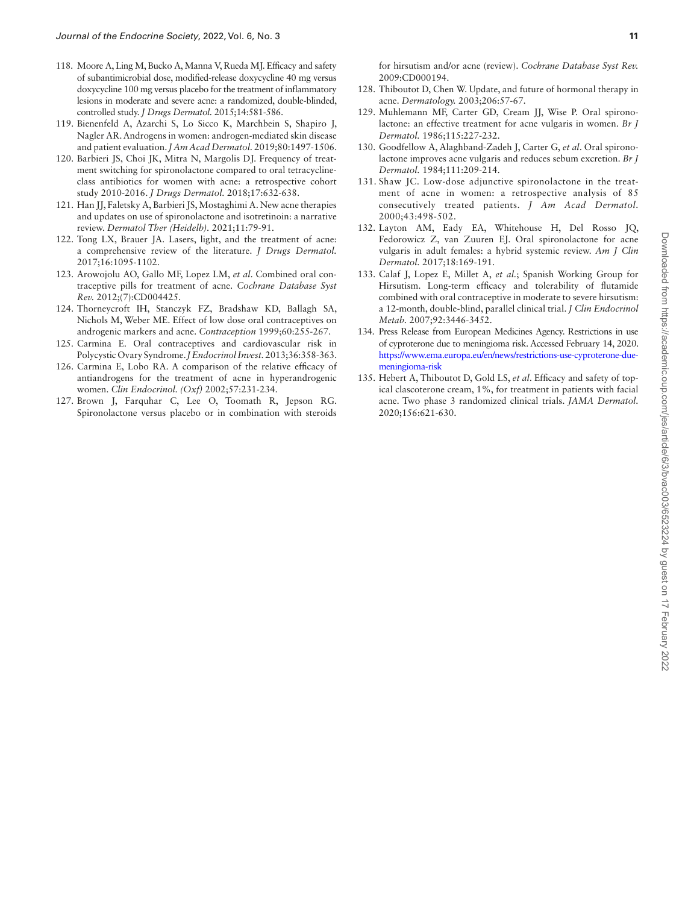118. Moore A, Ling M, Bucko A, Manna V, Rueda MJ. Efficacy and safety of subantimicrobial dose, modified-release doxycycline 40 mg versus doxycycline 100 mg versus placebo for the treatment of inflammatory lesions in moderate and severe acne: a randomized, double-blinded, controlled study. *J Drugs Dermatol.* 2015;14:581-586.
119. Bienenfeld A, Azarchi S, Lo Sicco K, Marchbein S, Shapiro J, Nagler AR. Androgens in women: androgen-mediated skin disease and patient evaluation. *J Am Acad Dermatol.* 2019;80:1497-1506.
120. Barbieri JS, Choi JK, Mitra N, Margolis DJ. Frequency of treatment switching for spironolactone compared to oral tetracycline-class antibiotics for women with acne: a retrospective cohort study 2010-2016. *J Drugs Dermatol.* 2018;17:632-638.
121. Han JJ, Faletsky A, Barbieri JS, Mostaghimi A. New acne therapies and updates on use of spironolactone and isotretinoin: a narrative review. *Dermatol Ther (Heidelb).* 2021;11:79-91.
122. Tong LX, Brauer JA. Lasers, light, and the treatment of acne: a comprehensive review of the literature. *J Drugs Dermatol.* 2017;16:1095-1102.
123. Arowojolu AO, Gallo MF, Lopez LM, *et al*. Combined oral contraceptive pills for treatment of acne. *Cochrane Database Syst Rev.* 2012;(7):CD004425.
124. Thorneycroft IH, Stanczyk FZ, Bradshaw KD, Ballagh SA, Nichols M, Weber ME. Effect of low dose oral contraceptives on androgenic markers and acne. *Contraception* 1999;60:255-267.
125. Carmina E. Oral contraceptives and cardiovascular risk in Polycystic Ovary Syndrome. *J Endocrinol Invest.* 2013;36:358-363.
126. Carmina E, Lobo RA. A comparison of the relative efficacy of antiandrogens for the treatment of acne in hyperandrogenic women. *Clin Endocrinol. (Oxf)* 2002;57:231-234.
127. Brown J, Farquhar C, Lee O, Toomath R, Jepson RG. Spironolactone versus placebo or in combination with steroids for hirsutism and/or acne (review). *Cochrane Database Syst Rev.* 2009:CD000194.
128. Thiboutot D, Chen W. Update, and future of hormonal therapy in acne. *Dermatology.* 2003;206:57-67.
129. Muhlemann MF, Carter GD, Cream JJ, Wise P. Oral spironolactone: an effective treatment for acne vulgaris in women. *Br J Dermatol.* 1986;115:227-232.
130. Goodfellow A, Alaghband-Zadeh J, Carter G, *et al*. Oral spironolactone improves acne vulgaris and reduces sebum excretion. *Br J Dermatol.* 1984;111:209-214.
131. Shaw JC. Low-dose adjunctive spironolactone in the treatment of acne in women: a retrospective analysis of 85 consecutively treated patients. *J Am Acad Dermatol.* 2000;43:498-502.
132. Layton AM, Eady EA, Whitehouse H, Del Rosso JQ, Fedorowicz Z, van Zuuren EJ. Oral spironolactone for acne vulgaris in adult females: a hybrid systemic review. *Am J Clin Dermatol.* 2017;18:169-191.
133. Calaf J, Lopez E, Millet A, *et al*.; Spanish Working Group for Hirsutism. Long-term efficacy and tolerability of flutamide combined with oral contraceptive in moderate to severe hirsutism: a 12-month, double-blind, parallel clinical trial. *J Clin Endocrinol Metab.* 2007;92:3446-3452.
134. Press Release from European Medicines Agency. Restrictions in use of cyproterone due to meningioma risk. Accessed February 14, 2020. https://www.ema.europa.eu/en/news/restrictions-use-cyproterone-due-meningioma-risk
135. Hebert A, Thiboutot D, Gold LS, *et al*. Efficacy and safety of topical clascoterone cream, 1%, for treatment in patients with facial acne. Two phase 3 randomized clinical trials. *JAMA Dermatol.* 2020;156:621-630.